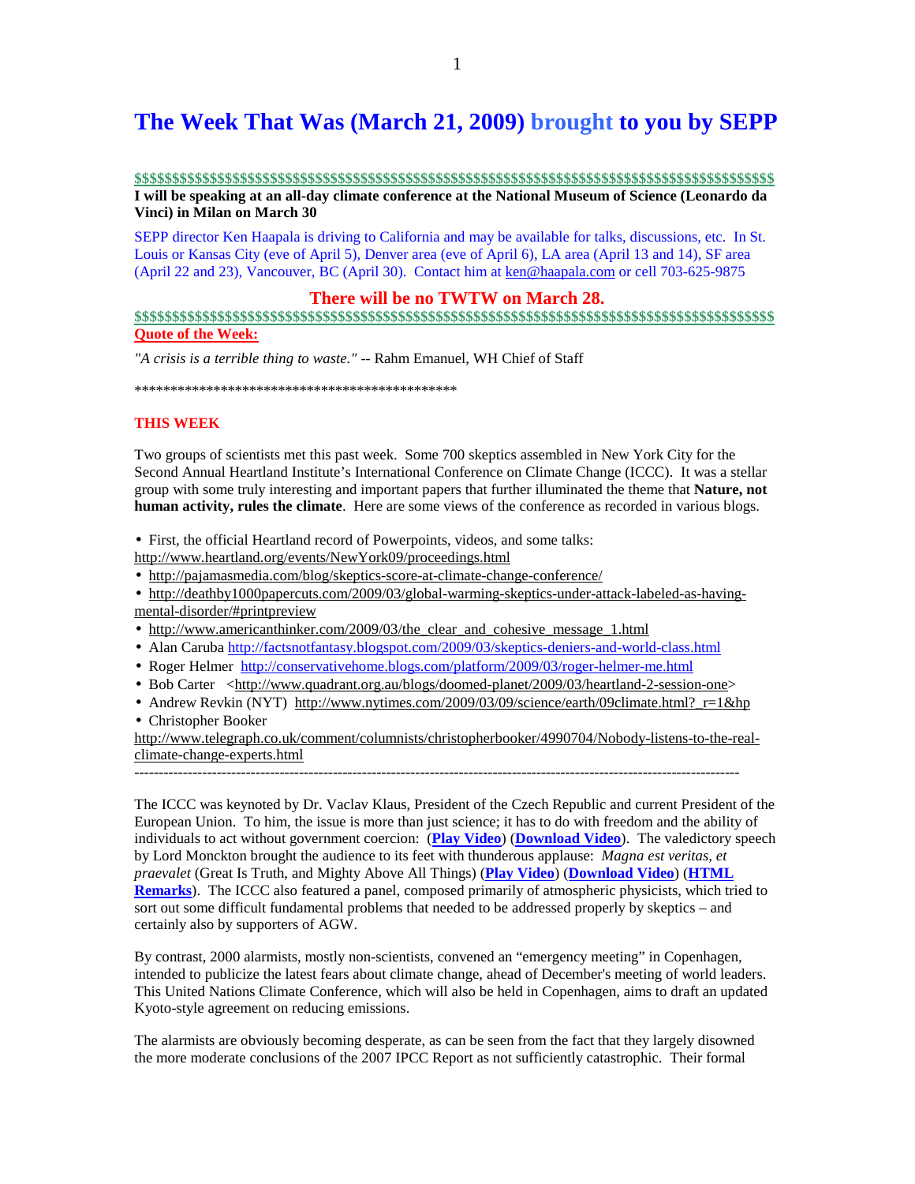# The Week That Was (March 21, 2009) brought to you by SEPP

$$$$$$$$$$$$$$$$$$$$$$$$$$$$$$$$$$$$$$$$$$$$$$$$$$$$$$$$$$$$$$$$$$$$$$$$$$$$$$$$$$$$$$$

**I will be speaking at an all-day climate conference at the National Museum of Science (Leonardo da Vinci) in Milan on March 30**

SEPP director Ken Haapala is driving to California and may be available for talks, discussions, etc. In St. Louis or Kansas City (eve of April 5), Denver area (eve of April 6), LA area (April 13 and 14), SF area (April 22 and 23), Vancouver, BC (April 30). Contact him at ken@haapala.com or cell 703-625-9875

**There will be no TWTW on March 28.**

$$$$$$$$$$$$$$$$$$$$$$$$$$$$$$$$$$$$$$$$$$$$$$$$$$$$$$$$$$$$$$$$$$$$$$$$$$$$$$$$$$$$$$$

**Quote of the Week:**

*"A crisis is a terrible thing to waste."* -- Rahm Emanuel, WH Chief of Staff

*********************************************

**THIS WEEK**

Two groups of scientists met this past week. Some 700 skeptics assembled in New York City for the Second Annual Heartland Institute's International Conference on Climate Change (ICCC). It was a stellar group with some truly interesting and important papers that further illuminated the theme that **Nature, not human activity, rules the climate**. Here are some views of the conference as recorded in various blogs.

- First, the official Heartland record of Powerpoints, videos, and some talks: http://www.heartland.org/events/NewYork09/proceedings.html
- http://pajamasmedia.com/blog/skeptics-score-at-climate-change-conference/
- http://deathby1000papercuts.com/2009/03/global-warming-skeptics-under-attack-labeled-as-having-mental-disorder/#printpreview
- http://www.americanthinker.com/2009/03/the_clear_and_cohesive_message_1.html
- Alan Caruba http://factsnotfantasy.blogspot.com/2009/03/skeptics-deniers-and-world-class.html
- Roger Helmer http://conservativehome.blogs.com/platform/2009/03/roger-helmer-me.html
- Bob Carter <http://www.quadrant.org.au/blogs/doomed-planet/2009/03/heartland-2-session-one>
- Andrew Revkin (NYT) http://www.nytimes.com/2009/03/09/science/earth/09climate.html?_r=1&hp
- Christopher Booker http://www.telegraph.co.uk/comment/columnists/christopherbooker/4990704/Nobody-listens-to-the-real-climate-change-experts.html

---

The ICCC was keynoted by Dr. Vaclav Klaus, President of the Czech Republic and current President of the European Union. To him, the issue is more than just science; it has to do with freedom and the ability of individuals to act without government coercion: (**Play Video**) (**Download Video**). The valedictory speech by Lord Monckton brought the audience to its feet with thunderous applause: *Magna est veritas, et praevalet* (Great Is Truth, and Mighty Above All Things) (**Play Video**) (**Download Video**) (**HTML Remarks**). The ICCC also featured a panel, composed primarily of atmospheric physicists, which tried to sort out some difficult fundamental problems that needed to be addressed properly by skeptics – and certainly also by supporters of AGW.

By contrast, 2000 alarmists, mostly non-scientists, convened an "emergency meeting" in Copenhagen, intended to publicize the latest fears about climate change, ahead of December's meeting of world leaders. This United Nations Climate Conference, which will also be held in Copenhagen, aims to draft an updated Kyoto-style agreement on reducing emissions.

The alarmists are obviously becoming desperate, as can be seen from the fact that they largely disowned the more moderate conclusions of the 2007 IPCC Report as not sufficiently catastrophic. Their formal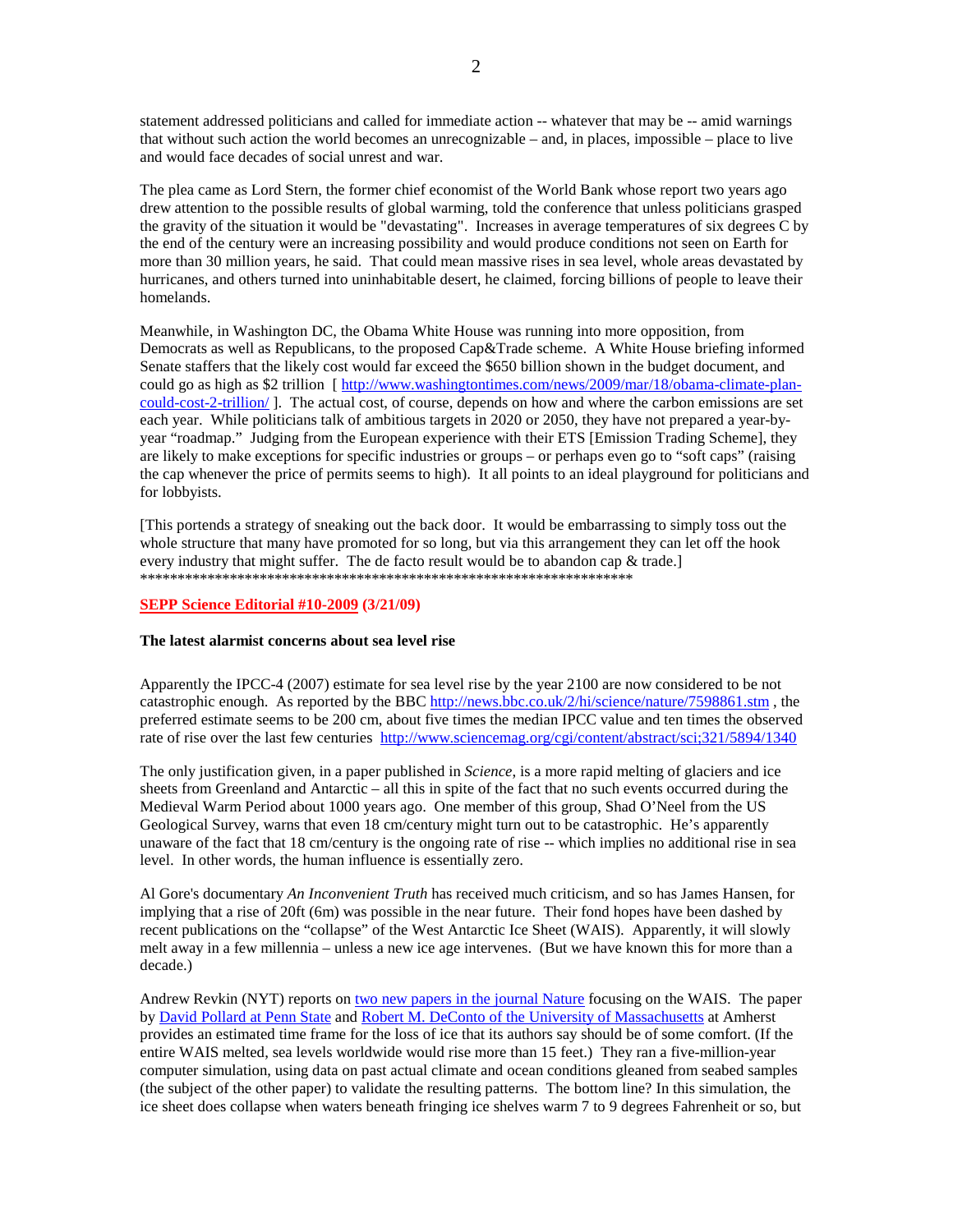statement addressed politicians and called for immediate action -- whatever that may be -- amid warnings that without such action the world becomes an unrecognizable – and, in places, impossible – place to live and would face decades of social unrest and war.

The plea came as Lord Stern, the former chief economist of the World Bank whose report two years ago drew attention to the possible results of global warming, told the conference that unless politicians grasped the gravity of the situation it would be "devastating". Increases in average temperatures of six degrees C by the end of the century were an increasing possibility and would produce conditions not seen on Earth for more than 30 million years, he said. That could mean massive rises in sea level, whole areas devastated by hurricanes, and others turned into uninhabitable desert, he claimed, forcing billions of people to leave their homelands.

Meanwhile, in Washington DC, the Obama White House was running into more opposition, from Democrats as well as Republicans, to the proposed Cap&Trade scheme. A White House briefing informed Senate staffers that the likely cost would far exceed the $650 billion shown in the budget document, and could go as high as $2 trillion [ http://www.washingtontimes.com/news/2009/mar/18/obama-climate-plan-could-cost-2-trillion/ ]. The actual cost, of course, depends on how and where the carbon emissions are set each year. While politicians talk of ambitious targets in 2020 or 2050, they have not prepared a year-by-year "roadmap." Judging from the European experience with their ETS [Emission Trading Scheme], they are likely to make exceptions for specific industries or groups – or perhaps even go to "soft caps" (raising the cap whenever the price of permits seems to high). It all points to an ideal playground for politicians and for lobbyists.

[This portends a strategy of sneaking out the back door. It would be embarrassing to simply toss out the whole structure that many have promoted for so long, but via this arrangement they can let off the hook every industry that might suffer. The de facto result would be to abandon cap & trade.]
**********************************************************************

**SEPP Science Editorial #10-2009 (3/21/09)**

**The latest alarmist concerns about sea level rise**

Apparently the IPCC-4 (2007) estimate for sea level rise by the year 2100 are now considered to be not catastrophic enough. As reported by the BBC http://news.bbc.co.uk/2/hi/science/nature/7598861.stm , the preferred estimate seems to be 200 cm, about five times the median IPCC value and ten times the observed rate of rise over the last few centuries http://www.sciencemag.org/cgi/content/abstract/sci;321/5894/1340

The only justification given, in a paper published in *Science*, is a more rapid melting of glaciers and ice sheets from Greenland and Antarctic – all this in spite of the fact that no such events occurred during the Medieval Warm Period about 1000 years ago. One member of this group, Shad O'Neel from the US Geological Survey, warns that even 18 cm/century might turn out to be catastrophic. He's apparently unaware of the fact that 18 cm/century is the ongoing rate of rise -- which implies no additional rise in sea level. In other words, the human influence is essentially zero.

Al Gore's documentary *An Inconvenient Truth* has received much criticism, and so has James Hansen, for implying that a rise of 20ft (6m) was possible in the near future. Their fond hopes have been dashed by recent publications on the "collapse" of the West Antarctic Ice Sheet (WAIS). Apparently, it will slowly melt away in a few millennia – unless a new ice age intervenes. (But we have known this for more than a decade.)

Andrew Revkin (NYT) reports on two new papers in the journal Nature focusing on the WAIS. The paper by David Pollard at Penn State and Robert M. DeConto of the University of Massachusetts at Amherst provides an estimated time frame for the loss of ice that its authors say should be of some comfort. (If the entire WAIS melted, sea levels worldwide would rise more than 15 feet.) They ran a five-million-year computer simulation, using data on past actual climate and ocean conditions gleaned from seabed samples (the subject of the other paper) to validate the resulting patterns. The bottom line? In this simulation, the ice sheet does collapse when waters beneath fringing ice shelves warm 7 to 9 degrees Fahrenheit or so, but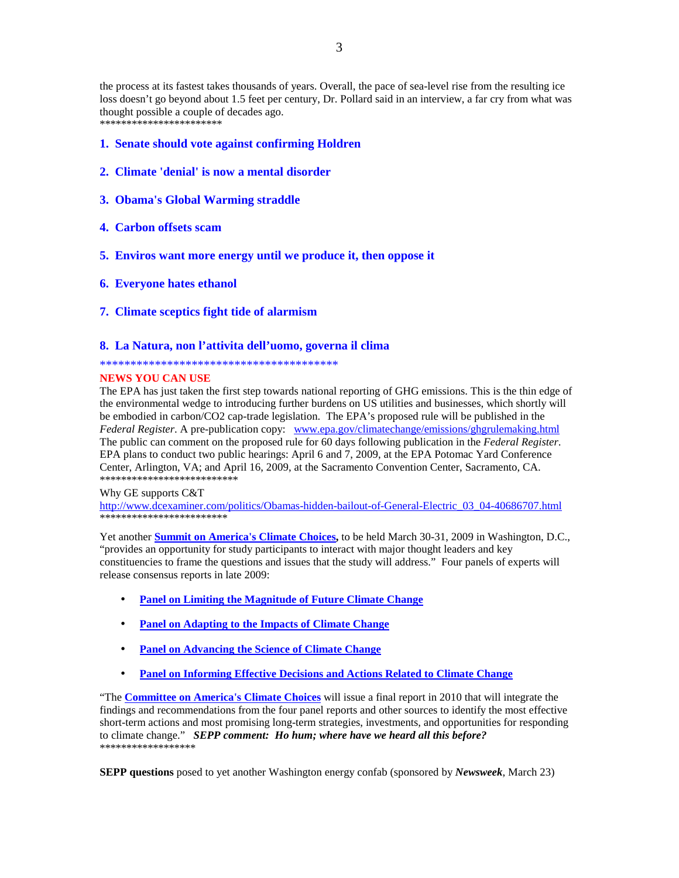the process at its fastest takes thousands of years. Overall, the pace of sea-level rise from the resulting ice loss doesn't go beyond about 1.5 feet per century, Dr. Pollard said in an interview, a far cry from what was thought possible a couple of decades ago.
************************

1. **Senate should vote against confirming Holdren**

2. **Climate 'denial' is now a mental disorder**

3. **Obama's Global Warming straddle**

4. **Carbon offsets scam**

5. **Enviros want more energy until we produce it, then oppose it**

6. **Everyone hates ethanol**

7. **Climate sceptics fight tide of alarmism**

8. **La Natura, non l'attivita dell'uomo, governa il clima**

******************************************

**NEWS YOU CAN USE**

The EPA has just taken the first step towards national reporting of GHG emissions. This is the thin edge of the environmental wedge to introducing further burdens on US utilities and businesses, which shortly will be embodied in carbon/CO2 cap-trade legislation. The EPA's proposed rule will be published in the *Federal Register*. A pre-publication copy: www.epa.gov/climatechange/emissions/ghgrulemaking.html
The public can comment on the proposed rule for 60 days following publication in the *Federal Register*. EPA plans to conduct two public hearings: April 6 and 7, 2009, at the EPA Potomac Yard Conference Center, Arlington, VA; and April 16, 2009, at the Sacramento Convention Center, Sacramento, CA.
**************************

Why GE supports C&T
http://www.dcexaminer.com/politics/Obamas-hidden-bailout-of-General-Electric_03_04-40686707.html
*************************

Yet another **Summit on America's Climate Choices,** to be held March 30-31, 2009 in Washington, D.C., "provides an opportunity for study participants to interact with major thought leaders and key constituencies to frame the questions and issues that the study will address." Four panels of experts will release consensus reports in late 2009:

- **Panel on Limiting the Magnitude of Future Climate Change**
- **Panel on Adapting to the Impacts of Climate Change**
- **Panel on Advancing the Science of Climate Change**
- **Panel on Informing Effective Decisions and Actions Related to Climate Change**

"The **Committee on America's Climate Choices** will issue a final report in 2010 that will integrate the findings and recommendations from the four panel reports and other sources to identify the most effective short-term actions and most promising long-term strategies, investments, and opportunities for responding to climate change." ***SEPP comment: Ho hum; where have we heard all this before?***
******************

**SEPP questions** posed to yet another Washington energy confab (sponsored by ***Newsweek***, March 23)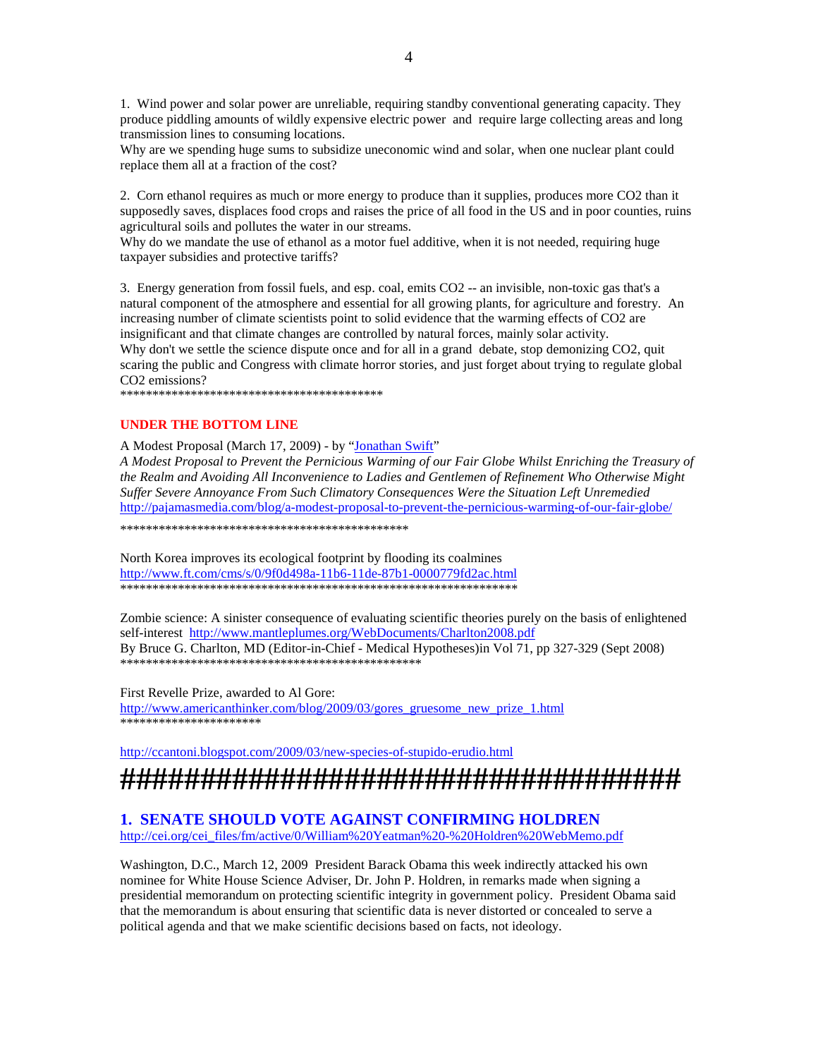1. Wind power and solar power are unreliable, requiring standby conventional generating capacity. They produce piddling amounts of wildly expensive electric power and require large collecting areas and long transmission lines to consuming locations.
Why are we spending huge sums to subsidize uneconomic wind and solar, when one nuclear plant could replace them all at a fraction of the cost?

2. Corn ethanol requires as much or more energy to produce than it supplies, produces more $CO_2$ than it supposedly saves, displaces food crops and raises the price of all food in the US and in poor counties, ruins agricultural soils and pollutes the water in our streams.
Why do we mandate the use of ethanol as a motor fuel additive, when it is not needed, requiring huge taxpayer subsidies and protective tariffs?

3. Energy generation from fossil fuels, and esp. coal, emits $CO_2$ -- an invisible, non-toxic gas that's a natural component of the atmosphere and essential for all growing plants, for agriculture and forestry. An increasing number of climate scientists point to solid evidence that the warming effects of $CO_2$ are insignificant and that climate changes are controlled by natural forces, mainly solar activity.
Why don't we settle the science dispute once and for all in a grand debate, stop demonizing $CO_2$, quit scaring the public and Congress with climate horror stories, and just forget about trying to regulate global $CO_2$ emissions?
******************************************

**UNDER THE BOTTOM LINE**

A Modest Proposal (March 17, 2009) - by "Jonathan Swift"
*A Modest Proposal to Prevent the Pernicious Warming of our Fair Globe Whilst Enriching the Treasury of the Realm and Avoiding All Inconvenience to Ladies and Gentlemen of Refinement Who Otherwise Might Suffer Severe Annoyance From Such Climatory Consequences Were the Situation Left Unremedied*
http://pajamasmedia.com/blog/a-modest-proposal-to-prevent-the-pernicious-warming-of-our-fair-globe/

**********************************************

North Korea improves its ecological footprint by flooding its coalmines
http://www.ft.com/cms/s/0/9f0d498a-11b6-11de-87b1-0000779fd2ac.html
****************************************************************

Zombie science: A sinister consequence of evaluating scientific theories purely on the basis of enlightened self-interest http://www.mantleplumes.org/WebDocuments/Charlton2008.pdf
By Bruce G. Charlton, MD (Editor-in-Chief - Medical Hypotheses)in Vol 71, pp 327-329 (Sept 2008)
************************************************

First Revelle Prize, awarded to Al Gore:
http://www.americanthinker.com/blog/2009/03/gores_gruesome_new_prize_1.html
**********************

http://ccantoni.blogspot.com/2009/03/new-species-of-stupido-erudio.html

########################################

## 1. SENATE SHOULD VOTE AGAINST CONFIRMING HOLDREN

http://cei.org/cei_files/fm/active/0/William%20Yeatman%20-%20Holdren%20WebMemo.pdf

Washington, D.C., March 12, 2009 President Barack Obama this week indirectly attacked his own nominee for White House Science Adviser, Dr. John P. Holdren, in remarks made when signing a presidential memorandum on protecting scientific integrity in government policy. President Obama said that the memorandum is about ensuring that scientific data is never distorted or concealed to serve a political agenda and that we make scientific decisions based on facts, not ideology.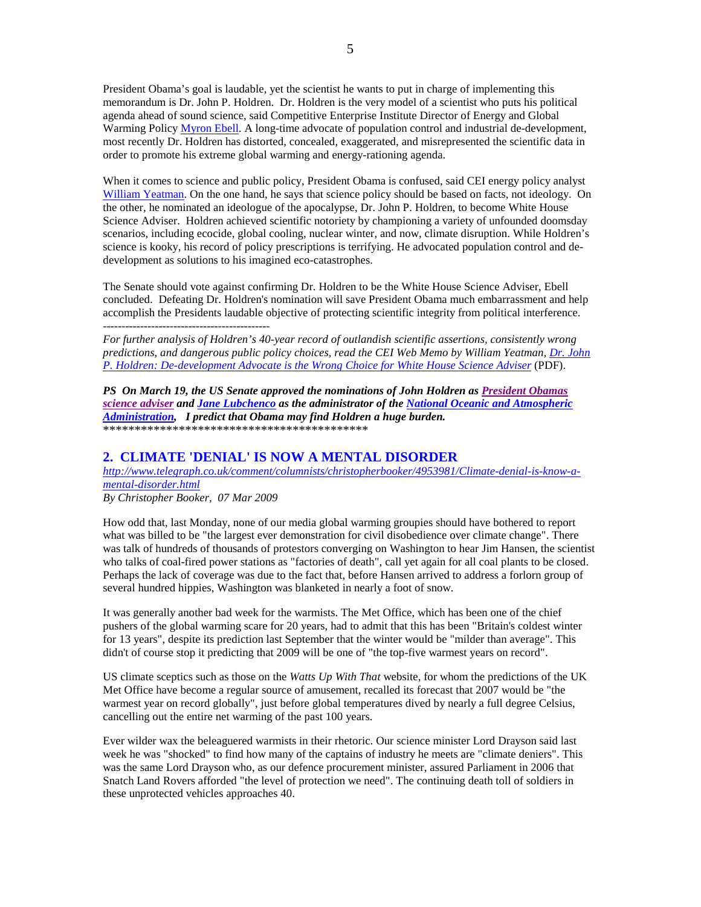President Obama's goal is laudable, yet the scientist he wants to put in charge of implementing this memorandum is Dr. John P. Holdren. Dr. Holdren is the very model of a scientist who puts his political agenda ahead of sound science, said Competitive Enterprise Institute Director of Energy and Global Warming Policy Myron Ebell. A long-time advocate of population control and industrial de-development, most recently Dr. Holdren has distorted, concealed, exaggerated, and misrepresented the scientific data in order to promote his extreme global warming and energy-rationing agenda.

When it comes to science and public policy, President Obama is confused, said CEI energy policy analyst William Yeatman. On the one hand, he says that science policy should be based on facts, not ideology. On the other, he nominated an ideologue of the apocalypse, Dr. John P. Holdren, to become White House Science Adviser. Holdren achieved scientific notoriety by championing a variety of unfounded doomsday scenarios, including ecocide, global cooling, nuclear winter, and now, climate disruption. While Holdren's science is kooky, his record of policy prescriptions is terrifying. He advocated population control and de-development as solutions to his imagined eco-catastrophes.

The Senate should vote against confirming Dr. Holdren to be the White House Science Adviser, Ebell concluded. Defeating Dr. Holdren's nomination will save President Obama much embarrassment and help accomplish the Presidents laudable objective of protecting scientific integrity from political interference.

---------------------------------------------

*For further analysis of Holdren's 40-year record of outlandish scientific assertions, consistently wrong predictions, and dangerous public policy choices, read the CEI Web Memo by William Yeatman, Dr. John P. Holdren: De-development Advocate is the Wrong Choice for White House Science Adviser* (PDF).

***PS On March 19, the US Senate approved the nominations of John Holdren as President Obamas science adviser and Jane Lubchenco as the administrator of the National Oceanic and Atmospheric Administration, I predict that Obama may find Holdren a huge burden.***

*******************************************

## 2. CLIMATE 'DENIAL' IS NOW A MENTAL DISORDER

*http://www.telegraph.co.uk/comment/columnists/christopherbooker/4953981/Climate-denial-is-know-a-mental-disorder.html*

*By Christopher Booker, 07 Mar 2009*

How odd that, last Monday, none of our media global warming groupies should have bothered to report what was billed to be "the largest ever demonstration for civil disobedience over climate change". There was talk of hundreds of thousands of protestors converging on Washington to hear Jim Hansen, the scientist who talks of coal-fired power stations as "factories of death", call yet again for all coal plants to be closed. Perhaps the lack of coverage was due to the fact that, before Hansen arrived to address a forlorn group of several hundred hippies, Washington was blanketed in nearly a foot of snow.

It was generally another bad week for the warmists. The Met Office, which has been one of the chief pushers of the global warming scare for 20 years, had to admit that this has been "Britain's coldest winter for 13 years", despite its prediction last September that the winter would be "milder than average". This didn't of course stop it predicting that 2009 will be one of "the top-five warmest years on record".

US climate sceptics such as those on the *Watts Up With That* website, for whom the predictions of the UK Met Office have become a regular source of amusement, recalled its forecast that 2007 would be "the warmest year on record globally", just before global temperatures dived by nearly a full degree Celsius, cancelling out the entire net warming of the past 100 years.

Ever wilder wax the beleaguered warmists in their rhetoric. Our science minister Lord Drayson said last week he was "shocked" to find how many of the captains of industry he meets are "climate deniers". This was the same Lord Drayson who, as our defence procurement minister, assured Parliament in 2006 that Snatch Land Rovers afforded "the level of protection we need". The continuing death toll of soldiers in these unprotected vehicles approaches 40.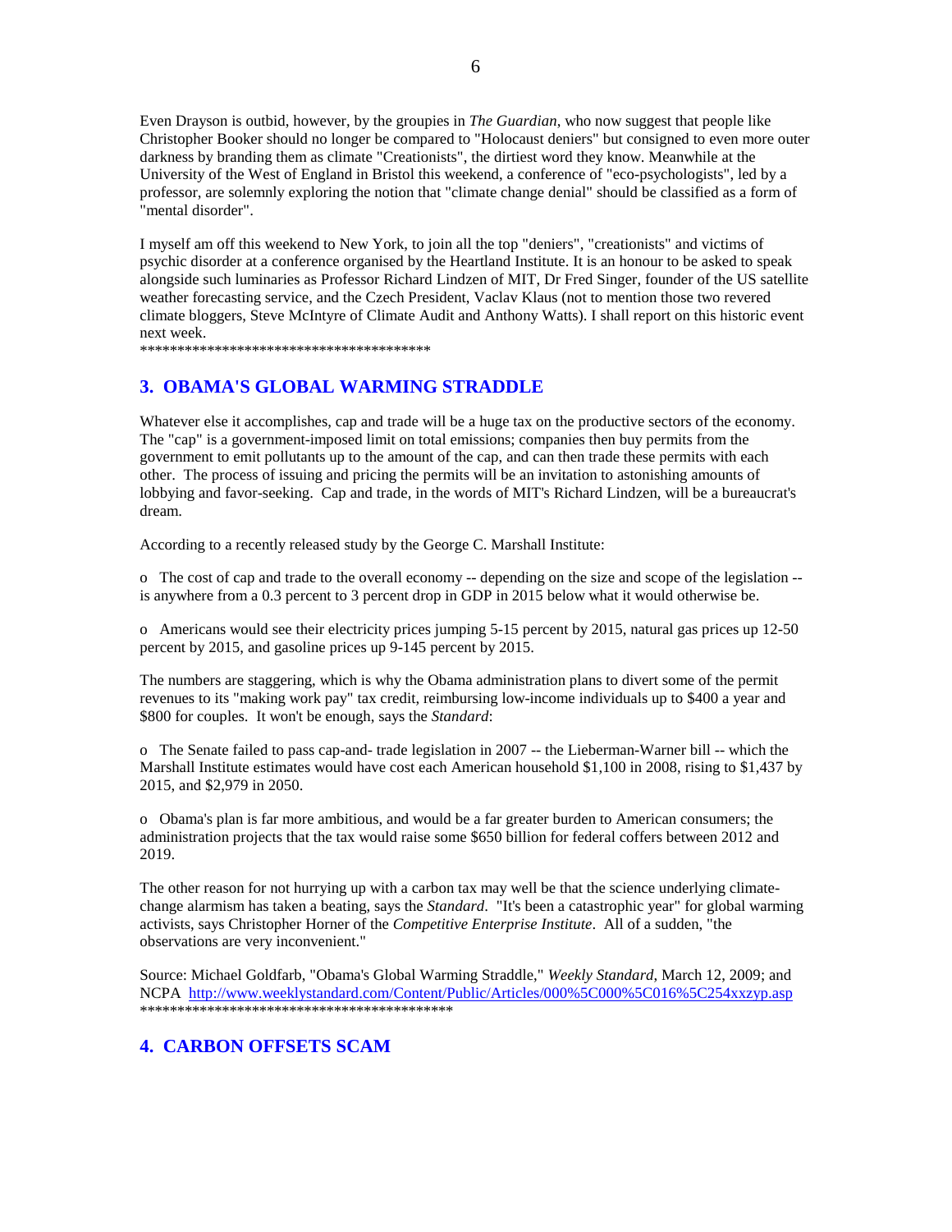Even Drayson is outbid, however, by the groupies in *The Guardian*, who now suggest that people like Christopher Booker should no longer be compared to "Holocaust deniers" but consigned to even more outer darkness by branding them as climate "Creationists", the dirtiest word they know. Meanwhile at the University of the West of England in Bristol this weekend, a conference of "eco-psychologists", led by a professor, are solemnly exploring the notion that "climate change denial" should be classified as a form of "mental disorder".

I myself am off this weekend to New York, to join all the top "deniers", "creationists" and victims of psychic disorder at a conference organised by the Heartland Institute. It is an honour to be asked to speak alongside such luminaries as Professor Richard Lindzen of MIT, Dr Fred Singer, founder of the US satellite weather forecasting service, and the Czech President, Vaclav Klaus (not to mention those two revered climate bloggers, Steve McIntyre of Climate Audit and Anthony Watts). I shall report on this historic event next week.

****************************************

## 3. OBAMA'S GLOBAL WARMING STRADDLE

Whatever else it accomplishes, cap and trade will be a huge tax on the productive sectors of the economy. The "cap" is a government-imposed limit on total emissions; companies then buy permits from the government to emit pollutants up to the amount of the cap, and can then trade these permits with each other. The process of issuing and pricing the permits will be an invitation to astonishing amounts of lobbying and favor-seeking. Cap and trade, in the words of MIT's Richard Lindzen, will be a bureaucrat's dream.

According to a recently released study by the George C. Marshall Institute:

o The cost of cap and trade to the overall economy -- depending on the size and scope of the legislation -- is anywhere from a 0.3 percent to 3 percent drop in GDP in 2015 below what it would otherwise be.

o Americans would see their electricity prices jumping 5-15 percent by 2015, natural gas prices up 12-50 percent by 2015, and gasoline prices up 9-145 percent by 2015.

The numbers are staggering, which is why the Obama administration plans to divert some of the permit revenues to its "making work pay" tax credit, reimbursing low-income individuals up to $400 a year and $800 for couples. It won't be enough, says the *Standard*:

o The Senate failed to pass cap-and- trade legislation in 2007 -- the Lieberman-Warner bill -- which the Marshall Institute estimates would have cost each American household $1,100 in 2008, rising to $1,437 by 2015, and $2,979 in 2050.

o Obama's plan is far more ambitious, and would be a far greater burden to American consumers; the administration projects that the tax would raise some $650 billion for federal coffers between 2012 and 2019.

The other reason for not hurrying up with a carbon tax may well be that the science underlying climate-change alarmism has taken a beating, says the *Standard*. "It's been a catastrophic year" for global warming activists, says Christopher Horner of the *Competitive Enterprise Institute*. All of a sudden, "the observations are very inconvenient."

Source: Michael Goldfarb, "Obama's Global Warming Straddle," *Weekly Standard*, March 12, 2009; and NCPA http://www.weeklystandard.com/Content/Public/Articles/000%5C000%5C016%5C254xxzyp.asp

******************************************

## 4. CARBON OFFSETS SCAM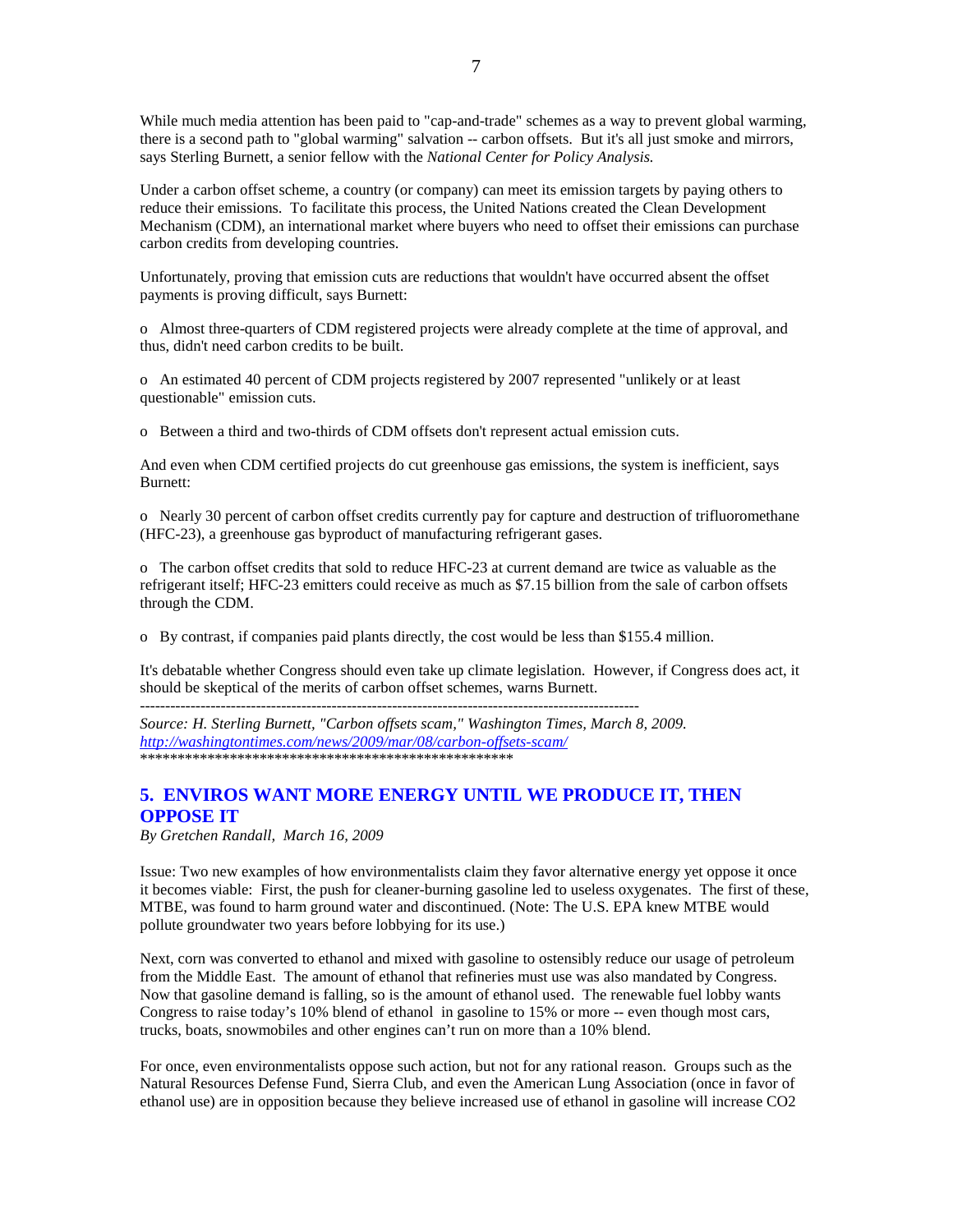While much media attention has been paid to "cap-and-trade" schemes as a way to prevent global warming, there is a second path to "global warming" salvation -- carbon offsets. But it's all just smoke and mirrors, says Sterling Burnett, a senior fellow with the *National Center for Policy Analysis.*

Under a carbon offset scheme, a country (or company) can meet its emission targets by paying others to reduce their emissions. To facilitate this process, the United Nations created the Clean Development Mechanism (CDM), an international market where buyers who need to offset their emissions can purchase carbon credits from developing countries.

Unfortunately, proving that emission cuts are reductions that wouldn't have occurred absent the offset payments is proving difficult, says Burnett:

o Almost three-quarters of CDM registered projects were already complete at the time of approval, and thus, didn't need carbon credits to be built.

o An estimated 40 percent of CDM projects registered by 2007 represented "unlikely or at least questionable" emission cuts.

o Between a third and two-thirds of CDM offsets don't represent actual emission cuts.

And even when CDM certified projects do cut greenhouse gas emissions, the system is inefficient, says Burnett:

o Nearly 30 percent of carbon offset credits currently pay for capture and destruction of trifluoromethane (HFC-23), a greenhouse gas byproduct of manufacturing refrigerant gases.

o The carbon offset credits that sold to reduce HFC-23 at current demand are twice as valuable as the refrigerant itself; HFC-23 emitters could receive as much as $7.15 billion from the sale of carbon offsets through the CDM.

o By contrast, if companies paid plants directly, the cost would be less than $155.4 million.

It's debatable whether Congress should even take up climate legislation. However, if Congress does act, it should be skeptical of the merits of carbon offset schemes, warns Burnett.

---

*Source: H. Sterling Burnett, "Carbon offsets scam," Washington Times, March 8, 2009.*
*http://washingtontimes.com/news/2009/mar/08/carbon-offsets-scam/*

***************************************************

## 5. ENVIROS WANT MORE ENERGY UNTIL WE PRODUCE IT, THEN OPPOSE IT

*By Gretchen Randall, March 16, 2009*

Issue: Two new examples of how environmentalists claim they favor alternative energy yet oppose it once it becomes viable: First, the push for cleaner-burning gasoline led to useless oxygenates. The first of these, MTBE, was found to harm ground water and discontinued. (Note: The U.S. EPA knew MTBE would pollute groundwater two years before lobbying for its use.)

Next, corn was converted to ethanol and mixed with gasoline to ostensibly reduce our usage of petroleum from the Middle East. The amount of ethanol that refineries must use was also mandated by Congress. Now that gasoline demand is falling, so is the amount of ethanol used. The renewable fuel lobby wants Congress to raise today's 10% blend of ethanol in gasoline to 15% or more -- even though most cars, trucks, boats, snowmobiles and other engines can't run on more than a 10% blend.

For once, even environmentalists oppose such action, but not for any rational reason. Groups such as the Natural Resources Defense Fund, Sierra Club, and even the American Lung Association (once in favor of ethanol use) are in opposition because they believe increased use of ethanol in gasoline will increase $CO_2$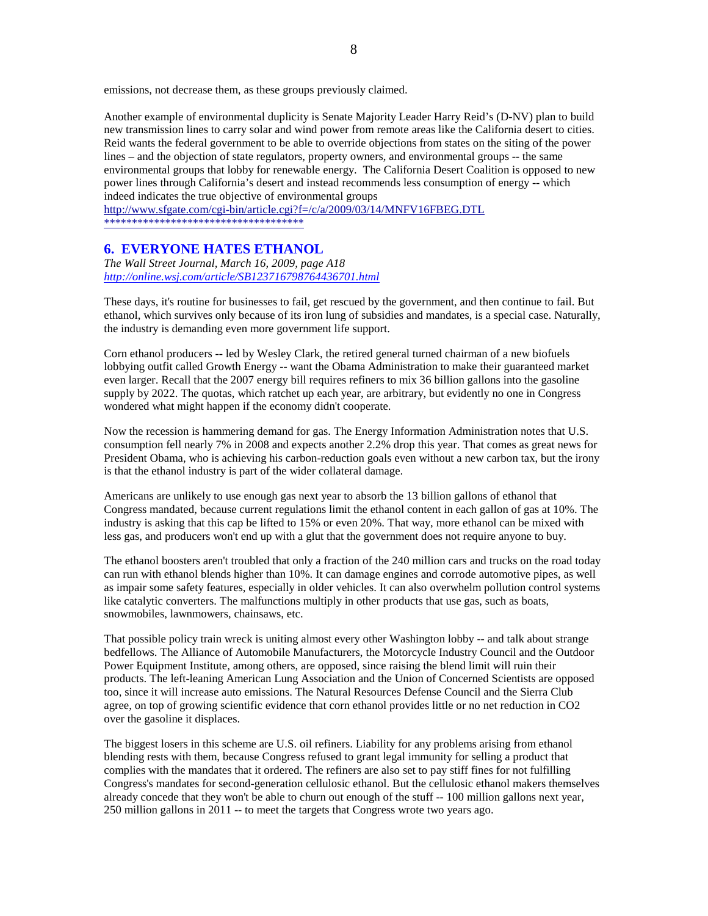emissions, not decrease them, as these groups previously claimed.

Another example of environmental duplicity is Senate Majority Leader Harry Reid's (D-NV) plan to build new transmission lines to carry solar and wind power from remote areas like the California desert to cities. Reid wants the federal government to be able to override objections from states on the siting of the power lines – and the objection of state regulators, property owners, and environmental groups -- the same environmental groups that lobby for renewable energy. The California Desert Coalition is opposed to new power lines through California's desert and instead recommends less consumption of energy -- which indeed indicates the true objective of environmental groups
http://www.sfgate.com/cgi-bin/article.cgi?f=/c/a/2009/03/14/MNFV16FBEG.DTL
************************************

## 6. EVERYONE HATES ETHANOL

*The Wall Street Journal, March 16, 2009, page A18*
*http://online.wsj.com/article/SB123716798764436701.html*

These days, it's routine for businesses to fail, get rescued by the government, and then continue to fail. But ethanol, which survives only because of its iron lung of subsidies and mandates, is a special case. Naturally, the industry is demanding even more government life support.

Corn ethanol producers -- led by Wesley Clark, the retired general turned chairman of a new biofuels lobbying outfit called Growth Energy -- want the Obama Administration to make their guaranteed market even larger. Recall that the 2007 energy bill requires refiners to mix 36 billion gallons into the gasoline supply by 2022. The quotas, which ratchet up each year, are arbitrary, but evidently no one in Congress wondered what might happen if the economy didn't cooperate.

Now the recession is hammering demand for gas. The Energy Information Administration notes that U.S. consumption fell nearly 7% in 2008 and expects another 2.2% drop this year. That comes as great news for President Obama, who is achieving his carbon-reduction goals even without a new carbon tax, but the irony is that the ethanol industry is part of the wider collateral damage.

Americans are unlikely to use enough gas next year to absorb the 13 billion gallons of ethanol that Congress mandated, because current regulations limit the ethanol content in each gallon of gas at 10%. The industry is asking that this cap be lifted to 15% or even 20%. That way, more ethanol can be mixed with less gas, and producers won't end up with a glut that the government does not require anyone to buy.

The ethanol boosters aren't troubled that only a fraction of the 240 million cars and trucks on the road today can run with ethanol blends higher than 10%. It can damage engines and corrode automotive pipes, as well as impair some safety features, especially in older vehicles. It can also overwhelm pollution control systems like catalytic converters. The malfunctions multiply in other products that use gas, such as boats, snowmobiles, lawnmowers, chainsaws, etc.

That possible policy train wreck is uniting almost every other Washington lobby -- and talk about strange bedfellows. The Alliance of Automobile Manufacturers, the Motorcycle Industry Council and the Outdoor Power Equipment Institute, among others, are opposed, since raising the blend limit will ruin their products. The left-leaning American Lung Association and the Union of Concerned Scientists are opposed too, since it will increase auto emissions. The Natural Resources Defense Council and the Sierra Club agree, on top of growing scientific evidence that corn ethanol provides little or no net reduction in $CO_2$ over the gasoline it displaces.

The biggest losers in this scheme are U.S. oil refiners. Liability for any problems arising from ethanol blending rests with them, because Congress refused to grant legal immunity for selling a product that complies with the mandates that it ordered. The refiners are also set to pay stiff fines for not fulfilling Congress's mandates for second-generation cellulosic ethanol. But the cellulosic ethanol makers themselves already concede that they won't be able to churn out enough of the stuff -- 100 million gallons next year, 250 million gallons in 2011 -- to meet the targets that Congress wrote two years ago.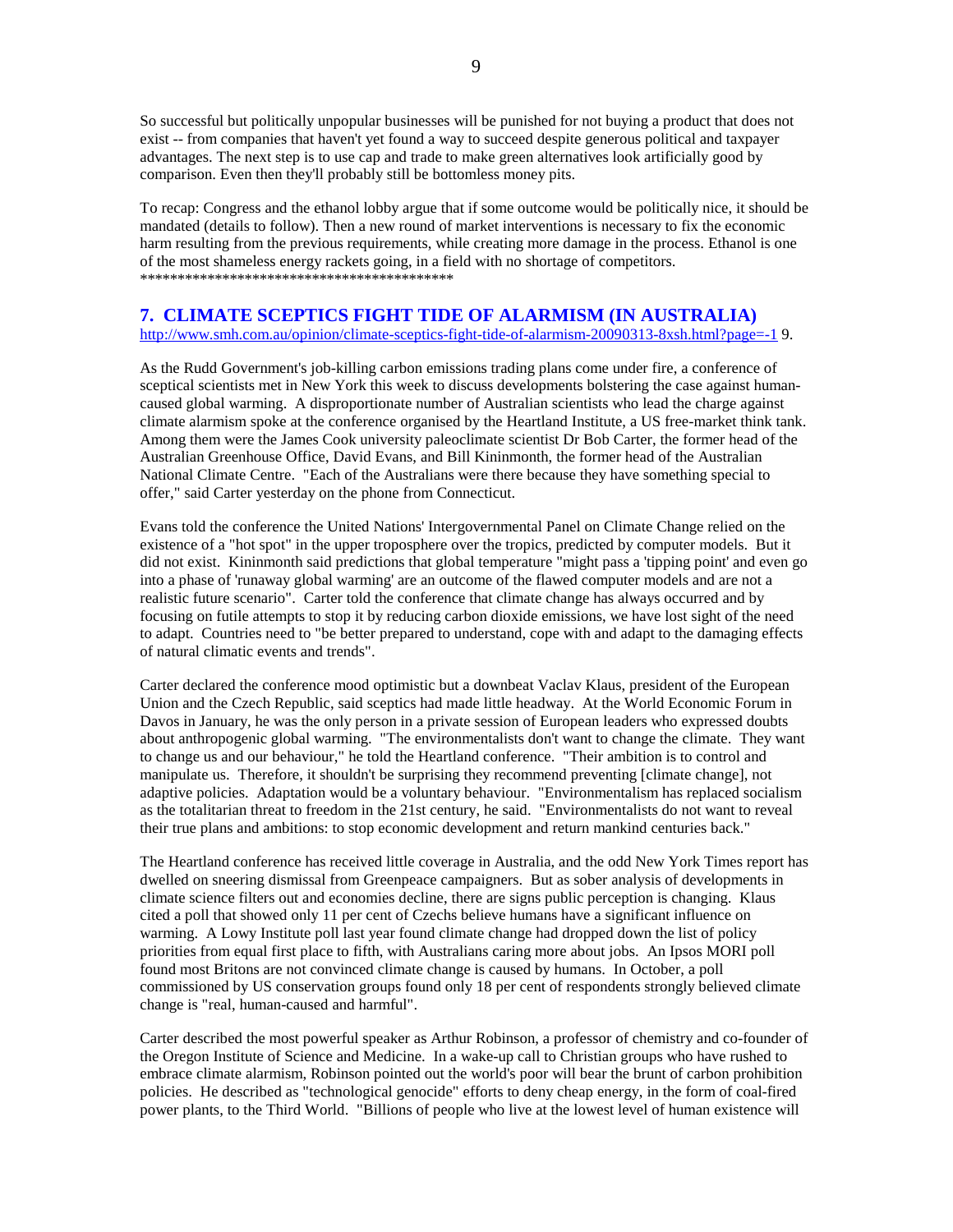So successful but politically unpopular businesses will be punished for not buying a product that does not exist -- from companies that haven't yet found a way to succeed despite generous political and taxpayer advantages. The next step is to use cap and trade to make green alternatives look artificially good by comparison. Even then they'll probably still be bottomless money pits.

To recap: Congress and the ethanol lobby argue that if some outcome would be politically nice, it should be mandated (details to follow). Then a new round of market interventions is necessary to fix the economic harm resulting from the previous requirements, while creating more damage in the process. Ethanol is one of the most shameless energy rackets going, in a field with no shortage of competitors.
*******************************************

## 7. CLIMATE SCEPTICS FIGHT TIDE OF ALARMISM (IN AUSTRALIA)

http://www.smh.com.au/opinion/climate-sceptics-fight-tide-of-alarmism-20090313-8xsh.html?page=-1 9.

As the Rudd Government's job-killing carbon emissions trading plans come under fire, a conference of sceptical scientists met in New York this week to discuss developments bolstering the case against human-caused global warming. A disproportionate number of Australian scientists who lead the charge against climate alarmism spoke at the conference organised by the Heartland Institute, a US free-market think tank. Among them were the James Cook university paleoclimate scientist Dr Bob Carter, the former head of the Australian Greenhouse Office, David Evans, and Bill Kininmonth, the former head of the Australian National Climate Centre. "Each of the Australians were there because they have something special to offer," said Carter yesterday on the phone from Connecticut.

Evans told the conference the United Nations' Intergovernmental Panel on Climate Change relied on the existence of a "hot spot" in the upper troposphere over the tropics, predicted by computer models. But it did not exist. Kininmonth said predictions that global temperature "might pass a 'tipping point' and even go into a phase of 'runaway global warming' are an outcome of the flawed computer models and are not a realistic future scenario". Carter told the conference that climate change has always occurred and by focusing on futile attempts to stop it by reducing carbon dioxide emissions, we have lost sight of the need to adapt. Countries need to "be better prepared to understand, cope with and adapt to the damaging effects of natural climatic events and trends".

Carter declared the conference mood optimistic but a downbeat Vaclav Klaus, president of the European Union and the Czech Republic, said sceptics had made little headway. At the World Economic Forum in Davos in January, he was the only person in a private session of European leaders who expressed doubts about anthropogenic global warming. "The environmentalists don't want to change the climate. They want to change us and our behaviour," he told the Heartland conference. "Their ambition is to control and manipulate us. Therefore, it shouldn't be surprising they recommend preventing [climate change], not adaptive policies. Adaptation would be a voluntary behaviour. "Environmentalism has replaced socialism as the totalitarian threat to freedom in the 21st century, he said. "Environmentalists do not want to reveal their true plans and ambitions: to stop economic development and return mankind centuries back."

The Heartland conference has received little coverage in Australia, and the odd New York Times report has dwelled on sneering dismissal from Greenpeace campaigners. But as sober analysis of developments in climate science filters out and economies decline, there are signs public perception is changing. Klaus cited a poll that showed only 11 per cent of Czechs believe humans have a significant influence on warming. A Lowy Institute poll last year found climate change had dropped down the list of policy priorities from equal first place to fifth, with Australians caring more about jobs. An Ipsos MORI poll found most Britons are not convinced climate change is caused by humans. In October, a poll commissioned by US conservation groups found only 18 per cent of respondents strongly believed climate change is "real, human-caused and harmful".

Carter described the most powerful speaker as Arthur Robinson, a professor of chemistry and co-founder of the Oregon Institute of Science and Medicine. In a wake-up call to Christian groups who have rushed to embrace climate alarmism, Robinson pointed out the world's poor will bear the brunt of carbon prohibition policies. He described as "technological genocide" efforts to deny cheap energy, in the form of coal-fired power plants, to the Third World. "Billions of people who live at the lowest level of human existence will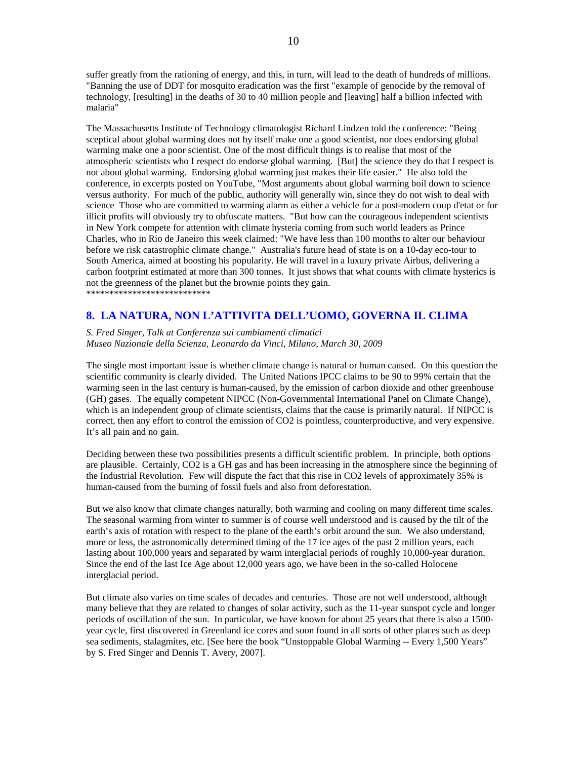suffer greatly from the rationing of energy, and this, in turn, will lead to the death of hundreds of millions. "Banning the use of DDT for mosquito eradication was the first "example of genocide by the removal of technology, [resulting] in the deaths of 30 to 40 million people and [leaving] half a billion infected with malaria"

The Massachusetts Institute of Technology climatologist Richard Lindzen told the conference: "Being sceptical about global warming does not by itself make one a good scientist, nor does endorsing global warming make one a poor scientist. One of the most difficult things is to realise that most of the atmospheric scientists who I respect do endorse global warming. [But] the science they do that I respect is not about global warming. Endorsing global warming just makes their life easier." He also told the conference, in excerpts posted on YouTube, "Most arguments about global warming boil down to science versus authority. For much of the public, authority will generally win, since they do not wish to deal with science Those who are committed to warming alarm as either a vehicle for a post-modern coup d'etat or for illicit profits will obviously try to obfuscate matters. "But how can the courageous independent scientists in New York compete for attention with climate hysteria coming from such world leaders as Prince Charles, who in Rio de Janeiro this week claimed: "We have less than 100 months to alter our behaviour before we risk catastrophic climate change." Australia's future head of state is on a 10-day eco-tour to South America, aimed at boosting his popularity. He will travel in a luxury private Airbus, delivering a carbon footprint estimated at more than 300 tonnes. It just shows that what counts with climate hysterics is not the greenness of the planet but the brownie points they gain.
***************************

## 8. LA NATURA, NON L'ATTIVITA DELL'UOMO, GOVERNA IL CLIMA

*S. Fred Singer, Talk at Conferenza sui cambiamenti climatici*
*Museo Nazionale della Scienza, Leonardo da Vinci, Milano, March 30, 2009*

The single most important issue is whether climate change is natural or human caused. On this question the scientific community is clearly divided. The United Nations IPCC claims to be 90 to 99% certain that the warming seen in the last century is human-caused, by the emission of carbon dioxide and other greenhouse (GH) gases. The equally competent NIPCC (Non-Governmental International Panel on Climate Change), which is an independent group of climate scientists, claims that the cause is primarily natural. If NIPCC is correct, then any effort to control the emission of $CO_2$ is pointless, counterproductive, and very expensive. It's all pain and no gain.

Deciding between these two possibilities presents a difficult scientific problem. In principle, both options are plausible. Certainly, $CO_2$ is a GH gas and has been increasing in the atmosphere since the beginning of the Industrial Revolution. Few will dispute the fact that this rise in $CO_2$ levels of approximately 35% is human-caused from the burning of fossil fuels and also from deforestation.

But we also know that climate changes naturally, both warming and cooling on many different time scales. The seasonal warming from winter to summer is of course well understood and is caused by the tilt of the earth's axis of rotation with respect to the plane of the earth's orbit around the sun. We also understand, more or less, the astronomically determined timing of the 17 ice ages of the past 2 million years, each lasting about 100,000 years and separated by warm interglacial periods of roughly 10,000-year duration. Since the end of the last Ice Age about 12,000 years ago, we have been in the so-called Holocene interglacial period.

But climate also varies on time scales of decades and centuries. Those are not well understood, although many believe that they are related to changes of solar activity, such as the 11-year sunspot cycle and longer periods of oscillation of the sun. In particular, we have known for about 25 years that there is also a 1500-year cycle, first discovered in Greenland ice cores and soon found in all sorts of other places such as deep sea sediments, stalagmites, etc. [See here the book "Unstoppable Global Warming -- Every 1,500 Years" by S. Fred Singer and Dennis T. Avery, 2007].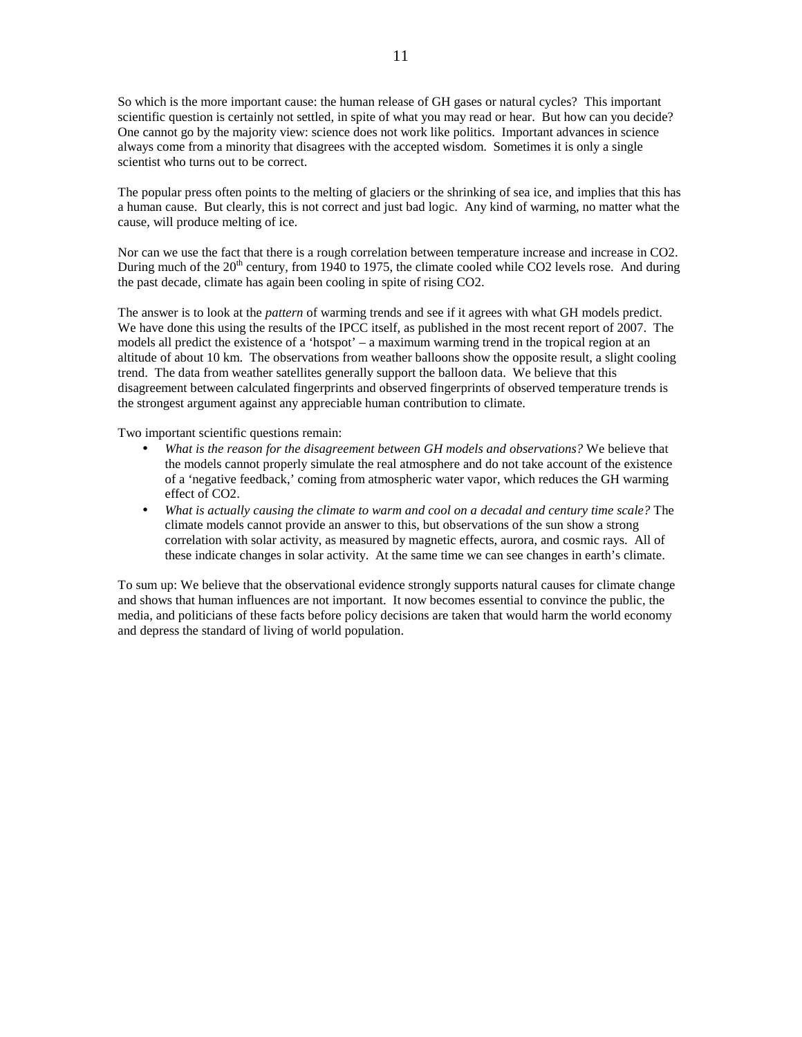So which is the more important cause: the human release of GH gases or natural cycles? This important scientific question is certainly not settled, in spite of what you may read or hear. But how can you decide? One cannot go by the majority view: science does not work like politics. Important advances in science always come from a minority that disagrees with the accepted wisdom. Sometimes it is only a single scientist who turns out to be correct.

The popular press often points to the melting of glaciers or the shrinking of sea ice, and implies that this has a human cause. But clearly, this is not correct and just bad logic. Any kind of warming, no matter what the cause, will produce melting of ice.

Nor can we use the fact that there is a rough correlation between temperature increase and increase in CO2. During much of the 20th century, from 1940 to 1975, the climate cooled while CO2 levels rose. And during the past decade, climate has again been cooling in spite of rising CO2.

The answer is to look at the *pattern* of warming trends and see if it agrees with what GH models predict. We have done this using the results of the IPCC itself, as published in the most recent report of 2007. The models all predict the existence of a 'hotspot' – a maximum warming trend in the tropical region at an altitude of about 10 km. The observations from weather balloons show the opposite result, a slight cooling trend. The data from weather satellites generally support the balloon data. We believe that this disagreement between calculated fingerprints and observed fingerprints of observed temperature trends is the strongest argument against any appreciable human contribution to climate.

Two important scientific questions remain:

- *What is the reason for the disagreement between GH models and observations?* We believe that the models cannot properly simulate the real atmosphere and do not take account of the existence of a 'negative feedback,' coming from atmospheric water vapor, which reduces the GH warming effect of CO2.
- *What is actually causing the climate to warm and cool on a decadal and century time scale?* The climate models cannot provide an answer to this, but observations of the sun show a strong correlation with solar activity, as measured by magnetic effects, aurora, and cosmic rays. All of these indicate changes in solar activity. At the same time we can see changes in earth's climate.

To sum up: We believe that the observational evidence strongly supports natural causes for climate change and shows that human influences are not important. It now becomes essential to convince the public, the media, and politicians of these facts before policy decisions are taken that would harm the world economy and depress the standard of living of world population.